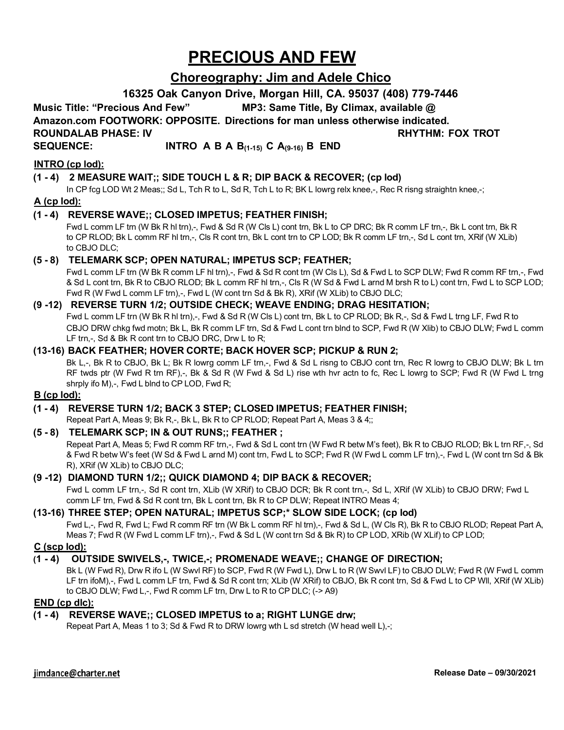# PRECIOUS AND FEW

## Choreography: Jim and Adele Chico

**16325 Oak Canyon Drive, Morgan Hill, CA. 95037 (408) 779-7446**

**Music Title: "Precious And Few"   MP3: Same Title, By Climax, available @ Amazon.com FOOTWORK: OPPOSITE. Directions for man unless otherwise indicated.**

**ROUNDALAB PHASE: IV   RHYTHM: FOX TROT**

**SEQUENCE:   INTRO A B A B$_{(1-15)}$ C A$_{(9-16)}$ B END**

**INTRO (cp lod):**

**(1 - 4) 2 MEASURE WAIT;; SIDE TOUCH L & R; DIP BACK & RECOVER; (cp lod)**

In CP fcg LOD Wt 2 Meas;; Sd L, Tch R to L, Sd R, Tch L to R; BK L lowrg relx knee,-, Rec R risng straightn knee,-;

**A (cp lod):**

**(1 - 4) REVERSE WAVE;; CLOSED IMPETUS; FEATHER FINISH;**

Fwd L comm LF trn (W Bk R hl trn),-, Fwd & Sd R (W Cls L) cont trn, Bk L to CP DRC; Bk R comm LF trn,-, Bk L cont trn, Bk R to CP RLOD; Bk L comm RF hl trn,-, Cls R cont trn, Bk L cont trn to CP LOD; Bk R comm LF trn,-, Sd L cont trn, XRif (W XLib) to CBJO DLC;

**(5 - 8) TELEMARK SCP; OPEN NATURAL; IMPETUS SCP; FEATHER;**

Fwd L comm LF trn (W Bk R comm LF hl trn),-, Fwd & Sd R cont trn (W Cls L), Sd & Fwd L to SCP DLW; Fwd R comm RF trn,-, Fwd & Sd L cont trn, Bk R to CBJO RLOD; Bk L comm RF hl trn,-, Cls R (W Sd & Fwd L arnd M brsh R to L) cont trn, Fwd L to SCP LOD; Fwd R (W Fwd L comm LF trn),-, Fwd L (W cont trn Sd & Bk R), XRif (W XLib) to CBJO DLC;

**(9 -12) REVERSE TURN 1/2; OUTSIDE CHECK; WEAVE ENDING; DRAG HESITATION;**

Fwd L comm LF trn (W Bk R hl trn),-, Fwd & Sd R (W Cls L) cont trn, Bk L to CP RLOD; Bk R,-, Sd & Fwd L trng LF, Fwd R to CBJO DRW chkg fwd motn; Bk L, Bk R comm LF trn, Sd & Fwd L cont trn blnd to SCP, Fwd R (W Xlib) to CBJO DLW; Fwd L comm LF trn,-, Sd & Bk R cont trn to CBJO DRC, Drw L to R;

**(13-16) BACK FEATHER; HOVER CORTE; BACK HOVER SCP; PICKUP & RUN 2;**

Bk L,-, Bk R to CBJO, Bk L; Bk R lowrg comm LF trn,-, Fwd & Sd L risng to CBJO cont trn, Rec R lowrg to CBJO DLW; Bk L trn RF twds ptr (W Fwd R trn RF),-, Bk & Sd R (W Fwd & Sd L) rise wth hvr actn to fc, Rec L lowrg to SCP; Fwd R (W Fwd L trng shrply ifo M),-, Fwd L blnd to CP LOD, Fwd R;

**B (cp lod):**

**(1 - 4) REVERSE TURN 1/2; BACK 3 STEP; CLOSED IMPETUS; FEATHER FINISH;**

Repeat Part A, Meas 9; Bk R,-, Bk L, Bk R to CP RLOD; Repeat Part A, Meas 3 & 4;;

**(5 - 8) TELEMARK SCP; IN & OUT RUNS;; FEATHER ;**

Repeat Part A, Meas 5; Fwd R comm RF trn,-, Fwd & Sd L cont trn (W Fwd R betw M's feet), Bk R to CBJO RLOD; Bk L trn RF,-, Sd & Fwd R betw W's feet (W Sd & Fwd L arnd M) cont trn, Fwd L to SCP; Fwd R (W Fwd L comm LF trn),-, Fwd L (W cont trn Sd & Bk R), XRif (W XLib) to CBJO DLC;

**(9 -12) DIAMOND TURN 1/2;; QUICK DIAMOND 4; DIP BACK & RECOVER;**

Fwd L comm LF trn,-, Sd R cont trn, XLib (W XRif) to CBJO DCR; Bk R cont trn,-, Sd L, XRif (W XLib) to CBJO DRW; Fwd L comm LF trn, Fwd & Sd R cont trn, Bk L cont trn, Bk R to CP DLW; Repeat INTRO Meas 4;

**(13-16) THREE STEP; OPEN NATURAL; IMPETUS SCP;* SLOW SIDE LOCK; (cp lod)**

Fwd L,-, Fwd R, Fwd L; Fwd R comm RF trn (W Bk L comm RF hl trn),-, Fwd & Sd L, (W Cls R), Bk R to CBJO RLOD; Repeat Part A, Meas 7; Fwd R (W Fwd L comm LF trn),-, Fwd & Sd L (W cont trn Sd & Bk R) to CP LOD, XRib (W XLif) to CP LOD;

**C (scp lod):**

**(1 - 4) OUTSIDE SWIVELS,-, TWICE,-; PROMENADE WEAVE;; CHANGE OF DIRECTION;**

Bk L (W Fwd R), Drw R ifo L (W Swvl RF) to SCP, Fwd R (W Fwd L), Drw L to R (W Swvl LF) to CBJO DLW; Fwd R (W Fwd L comm LF trn ifoM),-, Fwd L comm LF trn, Fwd & Sd R cont trn; XLib (W XRif) to CBJO, Bk R cont trn, Sd & Fwd L to CP Wll, XRif (W XLib) to CBJO DLW; Fwd L,-, Fwd R comm LF trn, Drw L to R to CP DLC; (-> A9)

**END (cp dlc):**

**(1 - 4) REVERSE WAVE;; CLOSED IMPETUS to a; RIGHT LUNGE drw;**

Repeat Part A, Meas 1 to 3; Sd & Fwd R to DRW lowrg wth L sd stretch (W head well L),-;

jimdance@charter.net   **Release Date – 09/30/2021**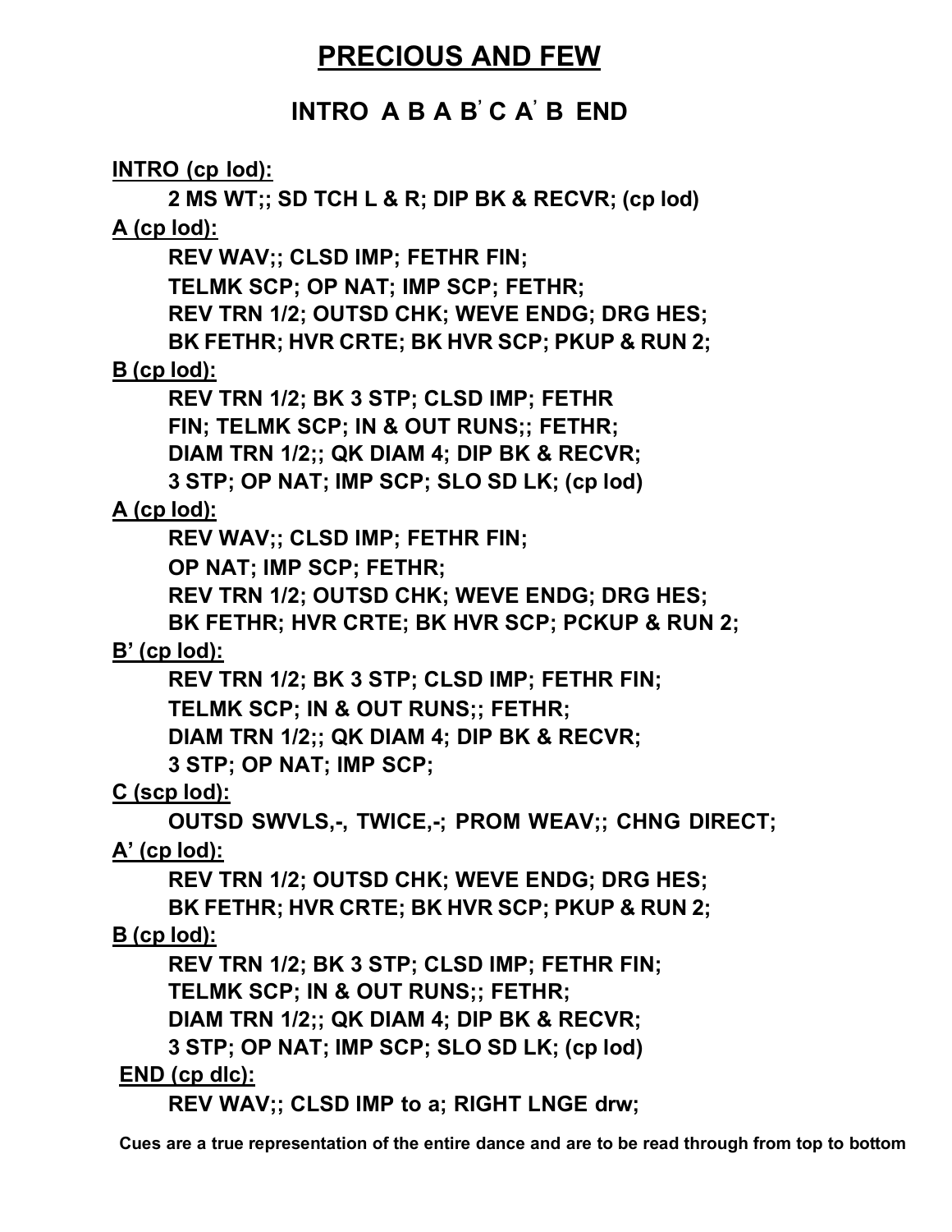# PRECIOUS AND FEW

## INTRO A B A B' C A' B END

**INTRO (cp lod):**

**2 MS WT;; SD TCH L & R; DIP BK & RECVR; (cp lod)**

**A (cp lod):**

**REV WAV;; CLSD IMP; FETHR FIN;**
**TELMK SCP; OP NAT; IMP SCP; FETHR;**
**REV TRN 1/2; OUTSD CHK; WEVE ENDG; DRG HES;**
**BK FETHR; HVR CRTE; BK HVR SCP; PKUP & RUN 2;**

**B (cp lod):**

**REV TRN 1/2; BK 3 STP; CLSD IMP; FETHR**
**FIN; TELMK SCP; IN & OUT RUNS;; FETHR;**
**DIAM TRN 1/2;; QK DIAM 4; DIP BK & RECVR;**
**3 STP; OP NAT; IMP SCP; SLO SD LK; (cp lod)**

**A (cp lod):**

**REV WAV;; CLSD IMP; FETHR FIN;**
**OP NAT; IMP SCP; FETHR;**
**REV TRN 1/2; OUTSD CHK; WEVE ENDG; DRG HES;**
**BK FETHR; HVR CRTE; BK HVR SCP; PCKUP & RUN 2;**

**B' (cp lod):**

**REV TRN 1/2; BK 3 STP; CLSD IMP; FETHR FIN;**
**TELMK SCP; IN & OUT RUNS;; FETHR;**
**DIAM TRN 1/2;; QK DIAM 4; DIP BK & RECVR;**
**3 STP; OP NAT; IMP SCP;**

**C (scp lod):**

**OUTSD SWVLS,-, TWICE,-; PROM WEAV;; CHNG DIRECT;**

**A' (cp lod):**

**REV TRN 1/2; OUTSD CHK; WEVE ENDG; DRG HES;**
**BK FETHR; HVR CRTE; BK HVR SCP; PKUP & RUN 2;**

**B (cp lod):**

**REV TRN 1/2; BK 3 STP; CLSD IMP; FETHR FIN;**
**TELMK SCP; IN & OUT RUNS;; FETHR;**
**DIAM TRN 1/2;; QK DIAM 4; DIP BK & RECVR;**
**3 STP; OP NAT; IMP SCP; SLO SD LK; (cp lod)**

**END (cp dlc):**

**REV WAV;; CLSD IMP to a; RIGHT LNGE drw;**

**Cues are a true representation of the entire dance and are to be read through from top to bottom**